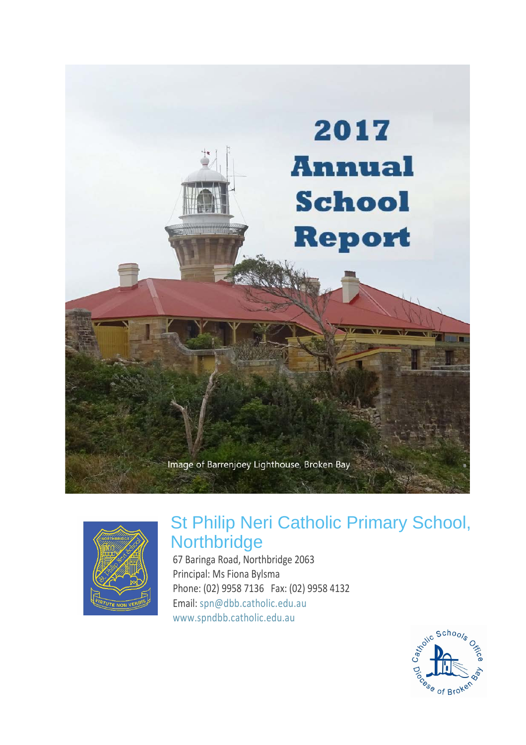# 2017 Annual School Report

Image of Barrenjoey Lighthouse, Broken Bay

## St Philip Neri Catholic Primary School, Northbridge

67 Baringa Road, Northbridge 2063
Principal: Ms Fiona Bylsma
Phone: (02) 9958 7136 Fax: (02) 9958 4132
Email: spn@dbb.catholic.edu.au
www.spndbb.catholic.edu.au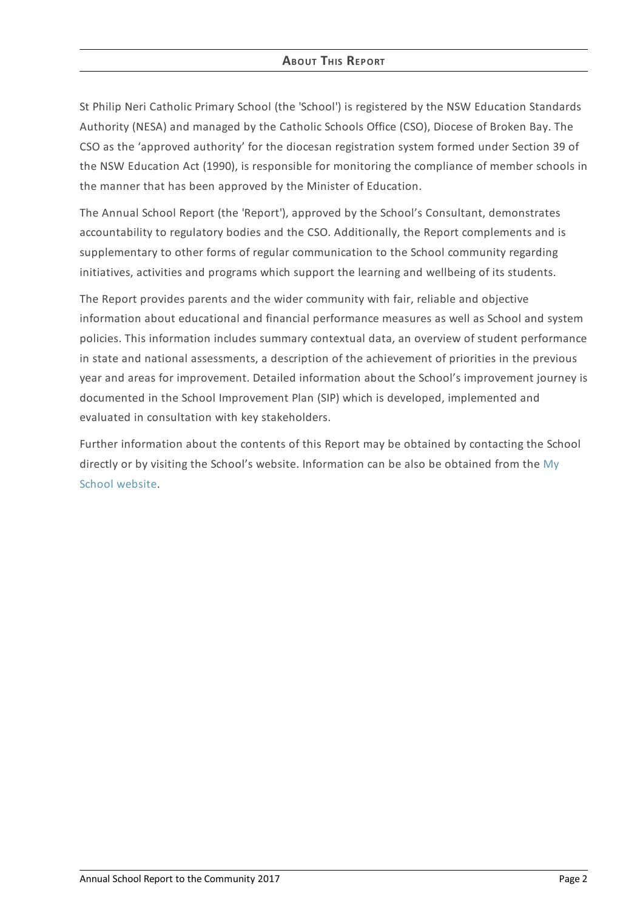## About This Report

St Philip Neri Catholic Primary School (the 'School') is registered by the NSW Education Standards Authority (NESA) and managed by the Catholic Schools Office (CSO), Diocese of Broken Bay. The CSO as the 'approved authority' for the diocesan registration system formed under Section 39 of the NSW Education Act (1990), is responsible for monitoring the compliance of member schools in the manner that has been approved by the Minister of Education.

The Annual School Report (the 'Report'), approved by the School's Consultant, demonstrates accountability to regulatory bodies and the CSO. Additionally, the Report complements and is supplementary to other forms of regular communication to the School community regarding initiatives, activities and programs which support the learning and wellbeing of its students.

The Report provides parents and the wider community with fair, reliable and objective information about educational and financial performance measures as well as School and system policies. This information includes summary contextual data, an overview of student performance in state and national assessments, a description of the achievement of priorities in the previous year and areas for improvement. Detailed information about the School's improvement journey is documented in the School Improvement Plan (SIP) which is developed, implemented and evaluated in consultation with key stakeholders.

Further information about the contents of this Report may be obtained by contacting the School directly or by visiting the School's website. Information can be also be obtained from the My School website.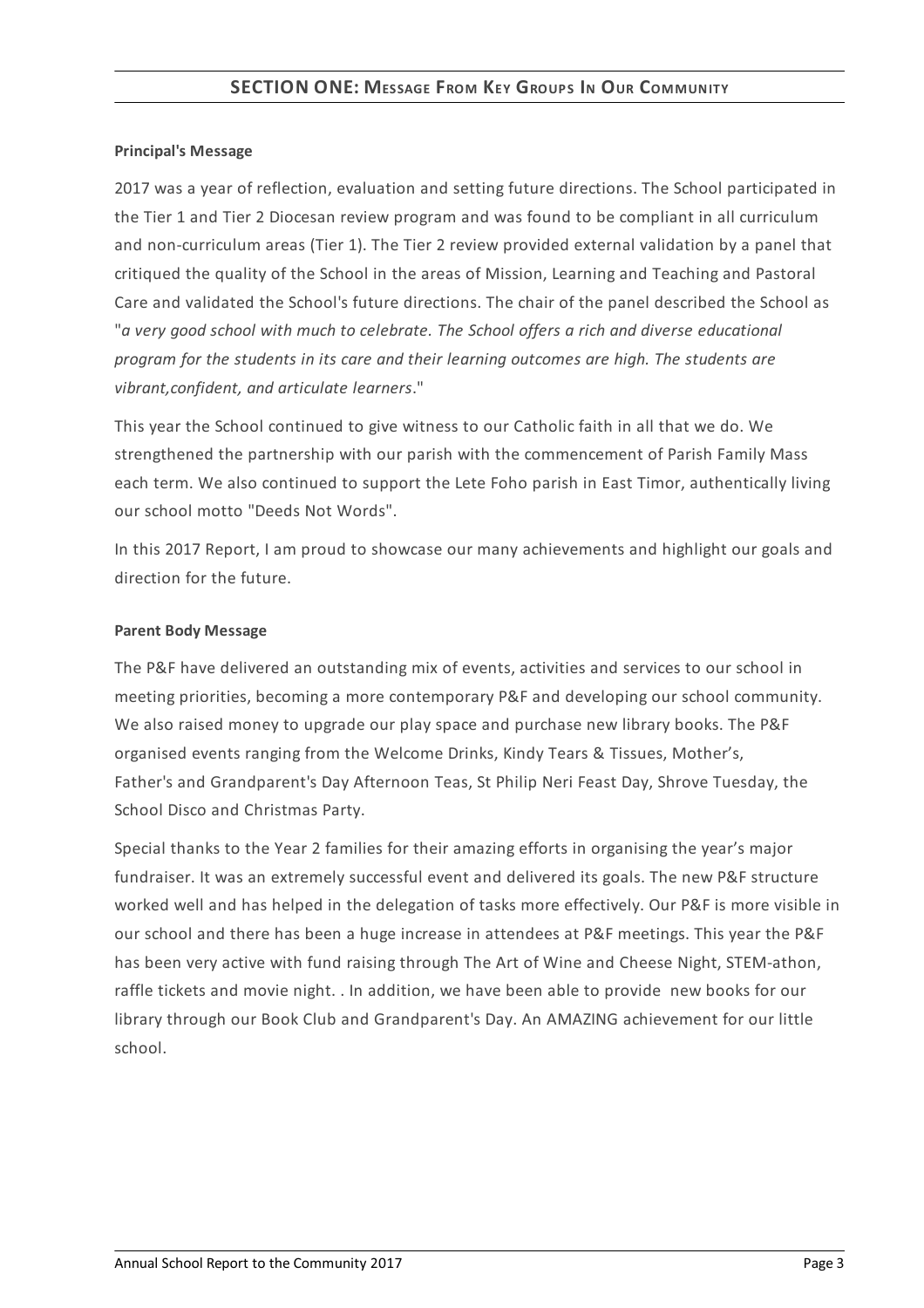## SECTION ONE: MESSAGE FROM KEY GROUPS IN OUR COMMUNITY

**Principal's Message**

2017 was a year of reflection, evaluation and setting future directions. The School participated in the Tier 1 and Tier 2 Diocesan review program and was found to be compliant in all curriculum and non-curriculum areas (Tier 1). The Tier 2 review provided external validation by a panel that critiqued the quality of the School in the areas of Mission, Learning and Teaching and Pastoral Care and validated the School's future directions. The chair of the panel described the School as "*a very good school with much to celebrate. The School offers a rich and diverse educational program for the students in its care and their learning outcomes are high. The students are vibrant,confident, and articulate learners*."

This year the School continued to give witness to our Catholic faith in all that we do. We strengthened the partnership with our parish with the commencement of Parish Family Mass each term. We also continued to support the Lete Foho parish in East Timor, authentically living our school motto "Deeds Not Words".

In this 2017 Report, I am proud to showcase our many achievements and highlight our goals and direction for the future.

**Parent Body Message**

The P&F have delivered an outstanding mix of events, activities and services to our school in meeting priorities, becoming a more contemporary P&F and developing our school community. We also raised money to upgrade our play space and purchase new library books. The P&F organised events ranging from the Welcome Drinks, Kindy Tears & Tissues, Mother's, Father's and Grandparent's Day Afternoon Teas, St Philip Neri Feast Day, Shrove Tuesday, the School Disco and Christmas Party.

Special thanks to the Year 2 families for their amazing efforts in organising the year's major fundraiser. It was an extremely successful event and delivered its goals. The new P&F structure worked well and has helped in the delegation of tasks more effectively. Our P&F is more visible in our school and there has been a huge increase in attendees at P&F meetings. This year the P&F has been very active with fund raising through The Art of Wine and Cheese Night, STEM-athon, raffle tickets and movie night. . In addition, we have been able to provide new books for our library through our Book Club and Grandparent's Day. An AMAZING achievement for our little school.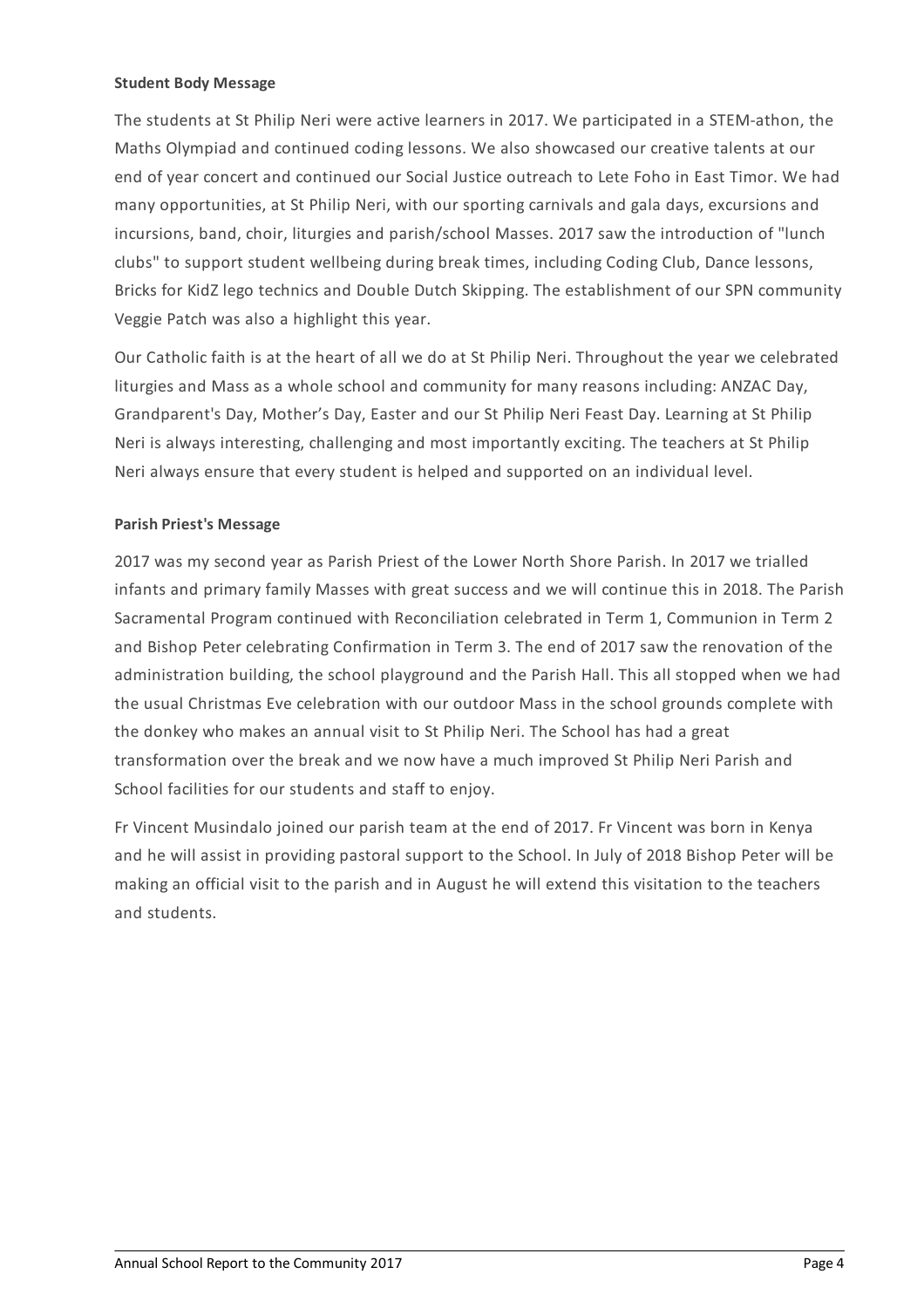**Student Body Message**

The students at St Philip Neri were active learners in 2017. We participated in a STEM-athon, the Maths Olympiad and continued coding lessons. We also showcased our creative talents at our end of year concert and continued our Social Justice outreach to Lete Foho in East Timor. We had many opportunities, at St Philip Neri, with our sporting carnivals and gala days, excursions and incursions, band, choir, liturgies and parish/school Masses. 2017 saw the introduction of "lunch clubs" to support student wellbeing during break times, including Coding Club, Dance lessons, Bricks for KidZ lego technics and Double Dutch Skipping. The establishment of our SPN community Veggie Patch was also a highlight this year.

Our Catholic faith is at the heart of all we do at St Philip Neri. Throughout the year we celebrated liturgies and Mass as a whole school and community for many reasons including: ANZAC Day, Grandparent's Day, Mother's Day, Easter and our St Philip Neri Feast Day. Learning at St Philip Neri is always interesting, challenging and most importantly exciting. The teachers at St Philip Neri always ensure that every student is helped and supported on an individual level.

**Parish Priest's Message**

2017 was my second year as Parish Priest of the Lower North Shore Parish. In 2017 we trialled infants and primary family Masses with great success and we will continue this in 2018. The Parish Sacramental Program continued with Reconciliation celebrated in Term 1, Communion in Term 2 and Bishop Peter celebrating Confirmation in Term 3. The end of 2017 saw the renovation of the administration building, the school playground and the Parish Hall. This all stopped when we had the usual Christmas Eve celebration with our outdoor Mass in the school grounds complete with the donkey who makes an annual visit to St Philip Neri. The School has had a great transformation over the break and we now have a much improved St Philip Neri Parish and School facilities for our students and staff to enjoy.

Fr Vincent Musindalo joined our parish team at the end of 2017. Fr Vincent was born in Kenya and he will assist in providing pastoral support to the School. In July of 2018 Bishop Peter will be making an official visit to the parish and in August he will extend this visitation to the teachers and students.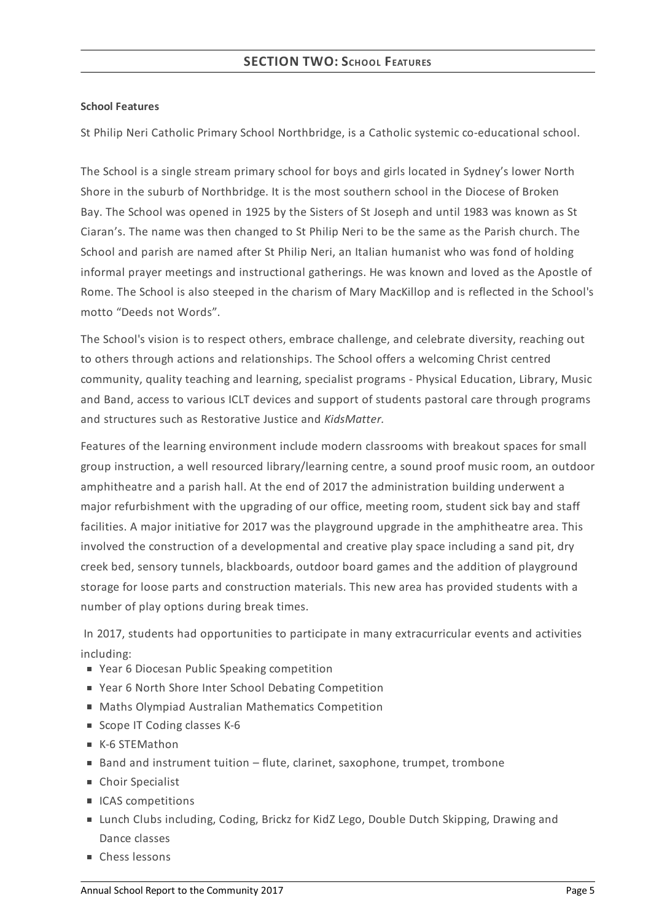## SECTION TWO: School Features

**School Features**

St Philip Neri Catholic Primary School Northbridge, is a Catholic systemic co-educational school.

The School is a single stream primary school for boys and girls located in Sydney's lower North Shore in the suburb of Northbridge. It is the most southern school in the Diocese of Broken Bay. The School was opened in 1925 by the Sisters of St Joseph and until 1983 was known as St Ciaran's. The name was then changed to St Philip Neri to be the same as the Parish church. The School and parish are named after St Philip Neri, an Italian humanist who was fond of holding informal prayer meetings and instructional gatherings. He was known and loved as the Apostle of Rome. The School is also steeped in the charism of Mary MacKillop and is reflected in the School's motto "Deeds not Words".

The School's vision is to respect others, embrace challenge, and celebrate diversity, reaching out to others through actions and relationships. The School offers a welcoming Christ centred community, quality teaching and learning, specialist programs - Physical Education, Library, Music and Band, access to various ICLT devices and support of students pastoral care through programs and structures such as Restorative Justice and *KidsMatter.*

Features of the learning environment include modern classrooms with breakout spaces for small group instruction, a well resourced library/learning centre, a sound proof music room, an outdoor amphitheatre and a parish hall. At the end of 2017 the administration building underwent a major refurbishment with the upgrading of our office, meeting room, student sick bay and staff facilities. A major initiative for 2017 was the playground upgrade in the amphitheatre area. This involved the construction of a developmental and creative play space including a sand pit, dry creek bed, sensory tunnels, blackboards, outdoor board games and the addition of playground storage for loose parts and construction materials. This new area has provided students with a number of play options during break times.

In 2017, students had opportunities to participate in many extracurricular events and activities including:

- Year 6 Diocesan Public Speaking competition
- Year 6 North Shore Inter School Debating Competition
- Maths Olympiad Australian Mathematics Competition
- Scope IT Coding classes K-6
- K-6 STEMathon
- Band and instrument tuition – flute, clarinet, saxophone, trumpet, trombone
- Choir Specialist
- ICAS competitions
- Lunch Clubs including, Coding, Brickz for KidZ Lego, Double Dutch Skipping, Drawing and Dance classes
- Chess lessons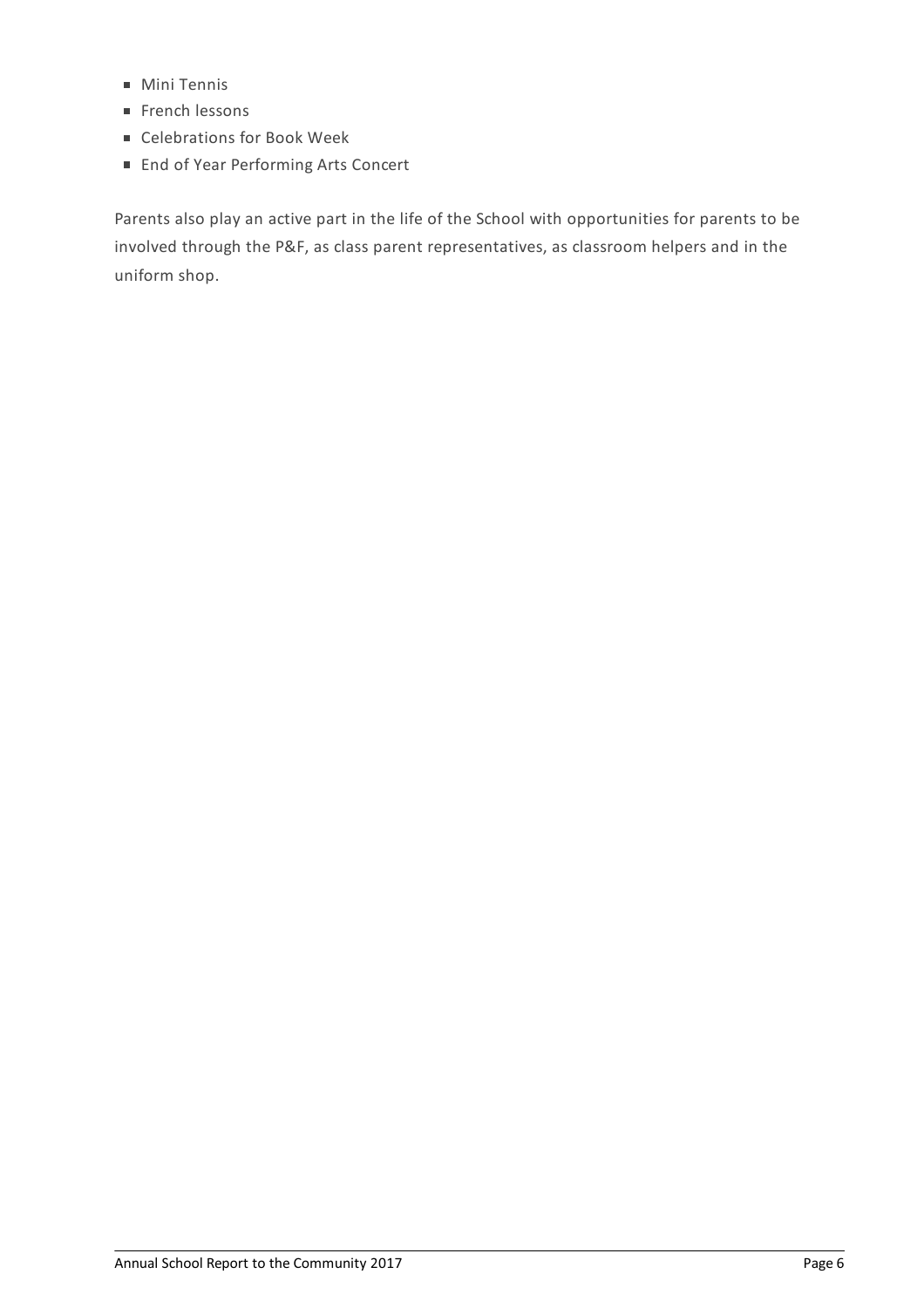- Mini Tennis
- French lessons
- Celebrations for Book Week
- End of Year Performing Arts Concert

Parents also play an active part in the life of the School with opportunities for parents to be involved through the P&F, as class parent representatives, as classroom helpers and in the uniform shop.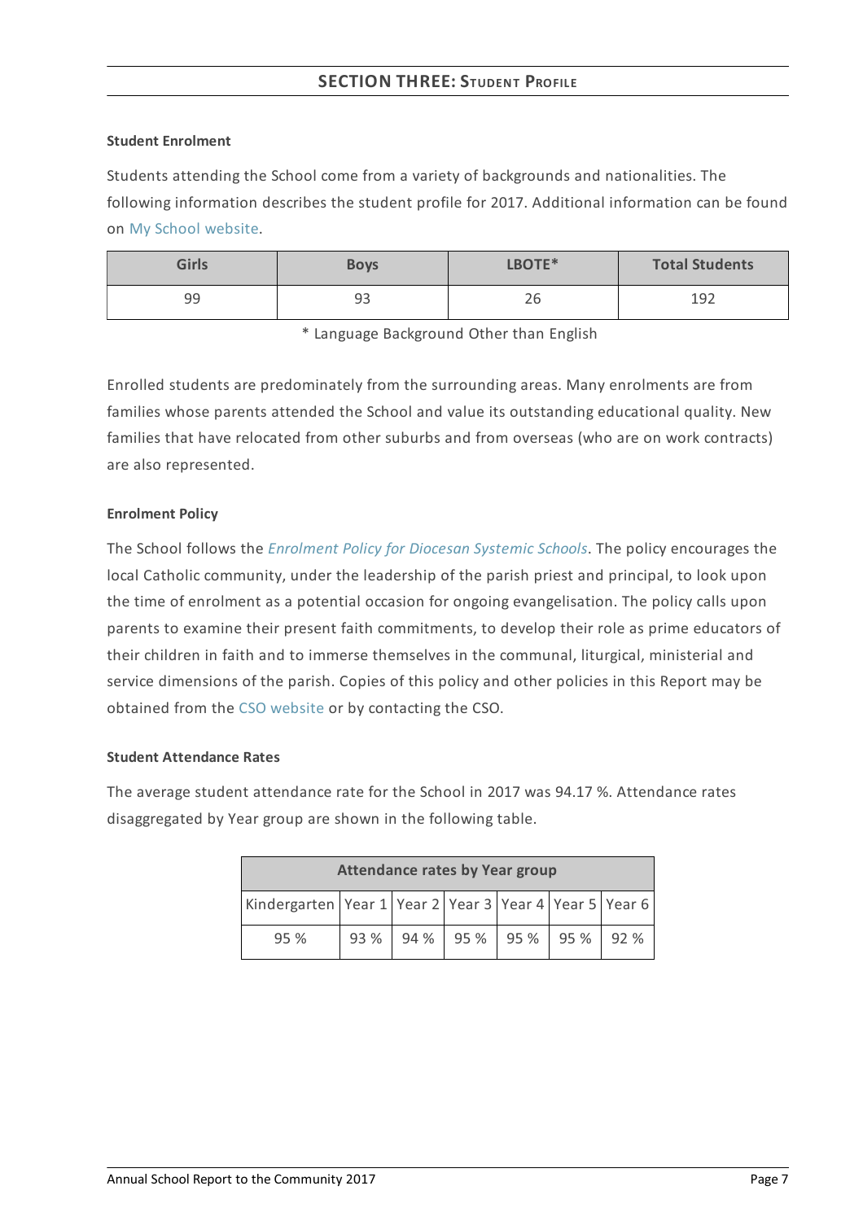## SECTION THREE: Student Profile

**Student Enrolment**

Students attending the School come from a variety of backgrounds and nationalities. The following information describes the student profile for 2017. Additional information can be found on My School website.

| Girls | Boys | LBOTE* | Total Students |
|---|---|---|---|
| 99 | 93 | 26 | 192 |

* Language Background Other than English

Enrolled students are predominately from the surrounding areas. Many enrolments are from families whose parents attended the School and value its outstanding educational quality. New families that have relocated from other suburbs and from overseas (who are on work contracts) are also represented.

**Enrolment Policy**

The School follows the *Enrolment Policy for Diocesan Systemic Schools*. The policy encourages the local Catholic community, under the leadership of the parish priest and principal, to look upon the time of enrolment as a potential occasion for ongoing evangelisation. The policy calls upon parents to examine their present faith commitments, to develop their role as prime educators of their children in faith and to immerse themselves in the communal, liturgical, ministerial and service dimensions of the parish. Copies of this policy and other policies in this Report may be obtained from the CSO website or by contacting the CSO.

**Student Attendance Rates**

The average student attendance rate for the School in 2017 was 94.17 %. Attendance rates disaggregated by Year group are shown in the following table.

| Attendance rates by Year group | | | | | | |
|---|---|---|---|---|---|---|
| Kindergarten | Year 1 | Year 2 | Year 3 | Year 4 | Year 5 | Year 6 |
| 95 % | 93 % | 94 % | 95 % | 95 % | 95 % | 92 % |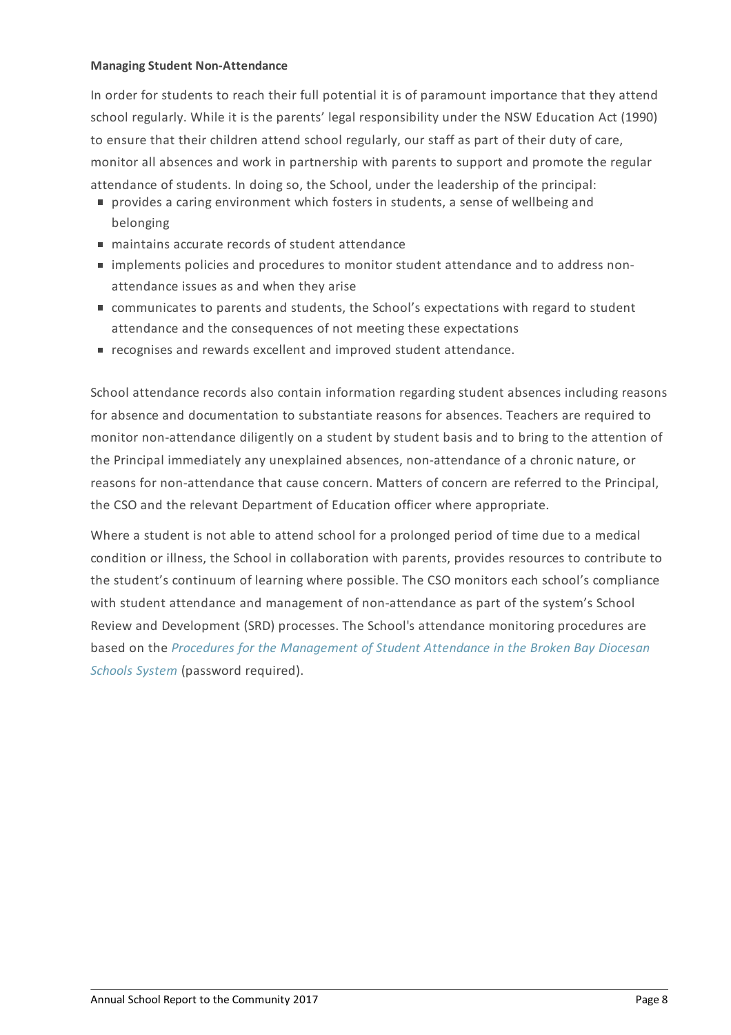**Managing Student Non-Attendance**

In order for students to reach their full potential it is of paramount importance that they attend school regularly. While it is the parents' legal responsibility under the NSW Education Act (1990) to ensure that their children attend school regularly, our staff as part of their duty of care, monitor all absences and work in partnership with parents to support and promote the regular attendance of students. In doing so, the School, under the leadership of the principal:

- provides a caring environment which fosters in students, a sense of wellbeing and belonging
- maintains accurate records of student attendance
- implements policies and procedures to monitor student attendance and to address non-attendance issues as and when they arise
- communicates to parents and students, the School's expectations with regard to student attendance and the consequences of not meeting these expectations
- recognises and rewards excellent and improved student attendance.

School attendance records also contain information regarding student absences including reasons for absence and documentation to substantiate reasons for absences. Teachers are required to monitor non-attendance diligently on a student by student basis and to bring to the attention of the Principal immediately any unexplained absences, non-attendance of a chronic nature, or reasons for non-attendance that cause concern. Matters of concern are referred to the Principal, the CSO and the relevant Department of Education officer where appropriate.

Where a student is not able to attend school for a prolonged period of time due to a medical condition or illness, the School in collaboration with parents, provides resources to contribute to the student's continuum of learning where possible. The CSO monitors each school's compliance with student attendance and management of non-attendance as part of the system's School Review and Development (SRD) processes. The School's attendance monitoring procedures are based on the *Procedures for the Management of Student Attendance in the Broken Bay Diocesan Schools System* (password required).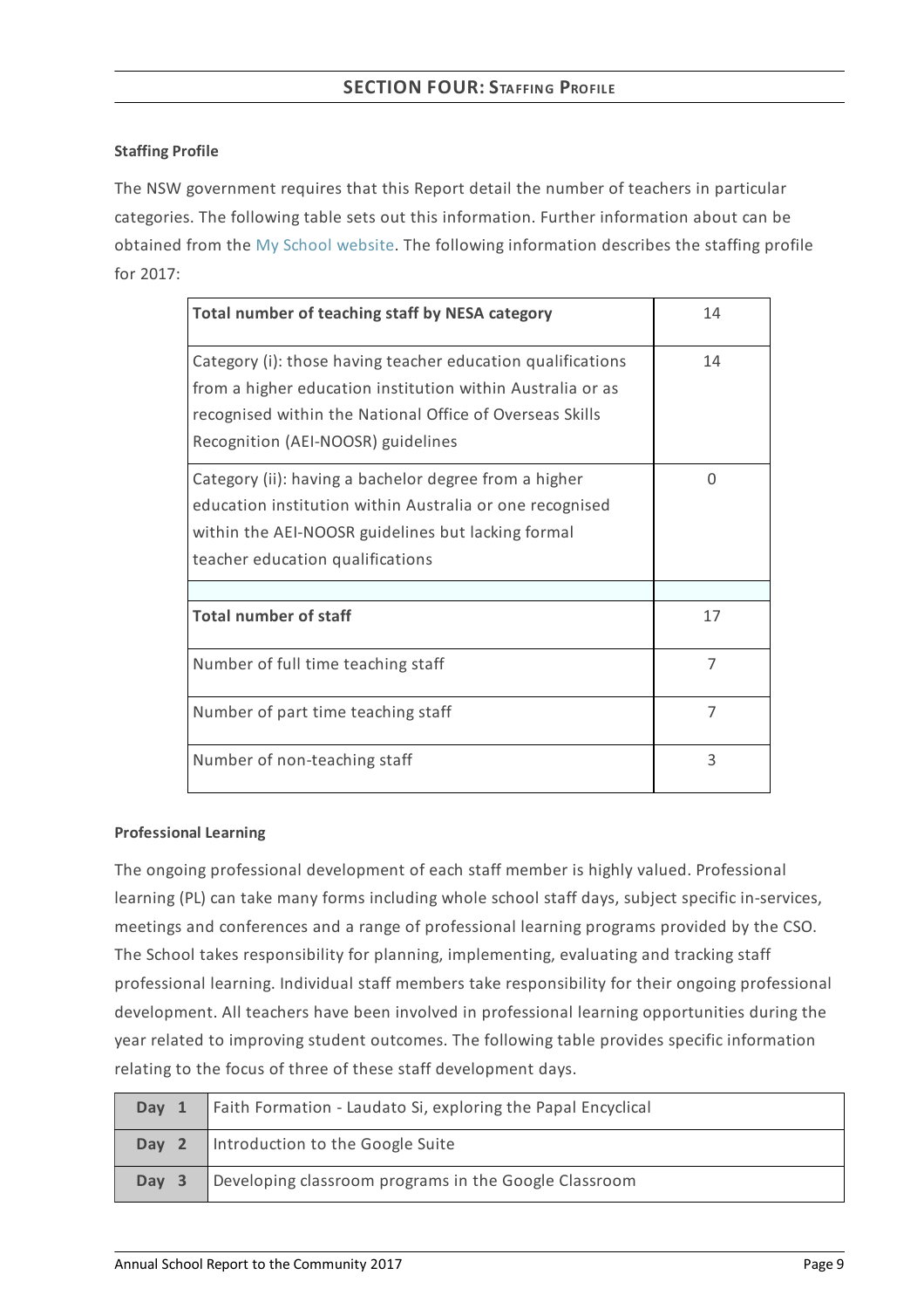## SECTION FOUR: STAFFING PROFILE

### Staffing Profile

The NSW government requires that this Report detail the number of teachers in particular categories. The following table sets out this information. Further information about can be obtained from the My School website. The following information describes the staffing profile for 2017:

| **Total number of teaching staff by NESA category** | 14 |
|---|---|
| Category (i): those having teacher education qualifications from a higher education institution within Australia or as recognised within the National Office of Overseas Skills Recognition (AEI-NOOSR) guidelines | 14 |
| Category (ii): having a bachelor degree from a higher education institution within Australia or one recognised within the AEI-NOOSR guidelines but lacking formal teacher education qualifications | 0 |
| | |
| **Total number of staff** | 17 |
| Number of full time teaching staff | 7 |
| Number of part time teaching staff | 7 |
| Number of non-teaching staff | 3 |

### Professional Learning

The ongoing professional development of each staff member is highly valued. Professional learning (PL) can take many forms including whole school staff days, subject specific in-services, meetings and conferences and a range of professional learning programs provided by the CSO. The School takes responsibility for planning, implementing, evaluating and tracking staff professional learning. Individual staff members take responsibility for their ongoing professional development. All teachers have been involved in professional learning opportunities during the year related to improving student outcomes. The following table provides specific information relating to the focus of three of these staff development days.

| | |
|---|---|
| **Day 1** | Faith Formation - Laudato Si, exploring the Papal Encyclical |
| **Day 2** | Introduction to the Google Suite |
| **Day 3** | Developing classroom programs in the Google Classroom |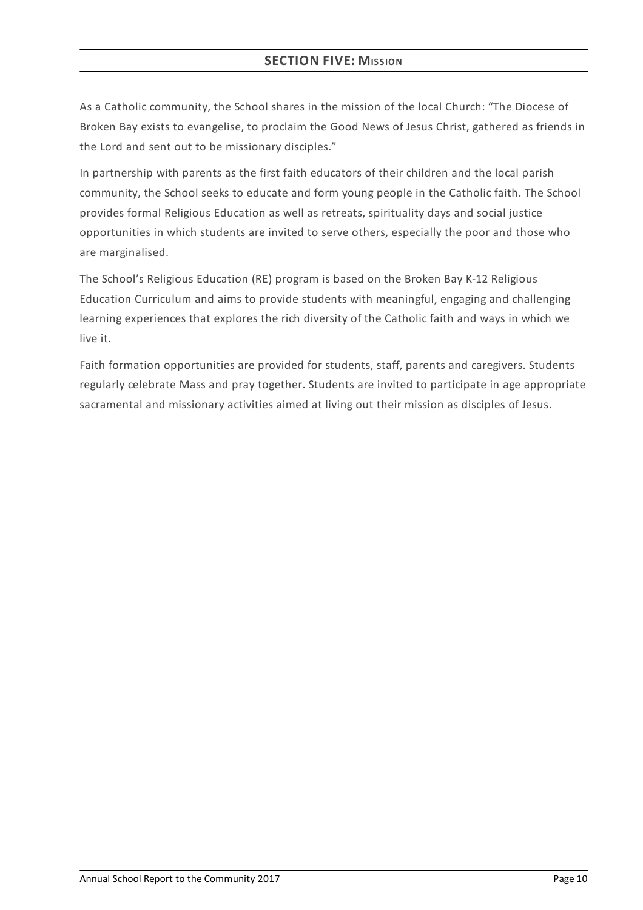## SECTION FIVE: MISSION

As a Catholic community, the School shares in the mission of the local Church: "The Diocese of Broken Bay exists to evangelise, to proclaim the Good News of Jesus Christ, gathered as friends in the Lord and sent out to be missionary disciples."

In partnership with parents as the first faith educators of their children and the local parish community, the School seeks to educate and form young people in the Catholic faith. The School provides formal Religious Education as well as retreats, spirituality days and social justice opportunities in which students are invited to serve others, especially the poor and those who are marginalised.

The School's Religious Education (RE) program is based on the Broken Bay K-12 Religious Education Curriculum and aims to provide students with meaningful, engaging and challenging learning experiences that explores the rich diversity of the Catholic faith and ways in which we live it.

Faith formation opportunities are provided for students, staff, parents and caregivers. Students regularly celebrate Mass and pray together. Students are invited to participate in age appropriate sacramental and missionary activities aimed at living out their mission as disciples of Jesus.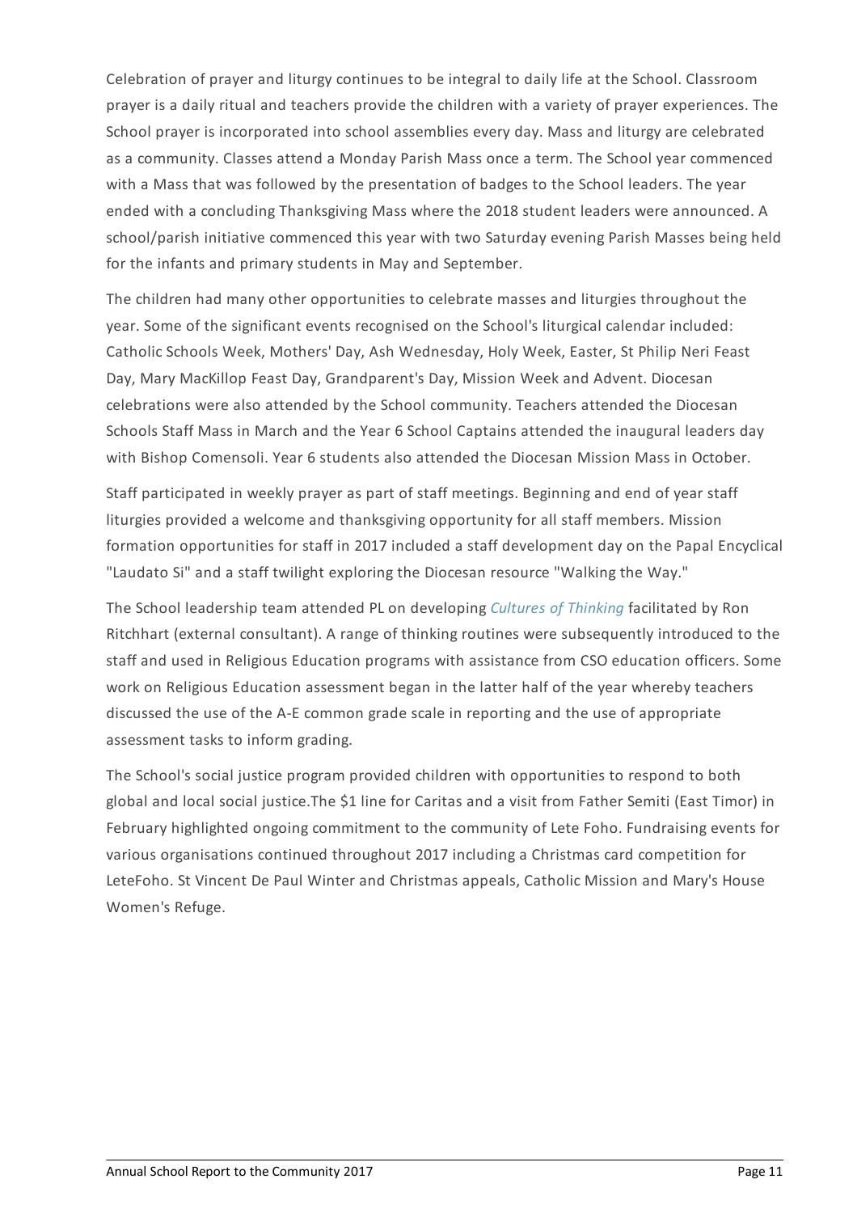Celebration of prayer and liturgy continues to be integral to daily life at the School. Classroom prayer is a daily ritual and teachers provide the children with a variety of prayer experiences. The School prayer is incorporated into school assemblies every day. Mass and liturgy are celebrated as a community. Classes attend a Monday Parish Mass once a term. The School year commenced with a Mass that was followed by the presentation of badges to the School leaders. The year ended with a concluding Thanksgiving Mass where the 2018 student leaders were announced. A school/parish initiative commenced this year with two Saturday evening Parish Masses being held for the infants and primary students in May and September.

The children had many other opportunities to celebrate masses and liturgies throughout the year. Some of the significant events recognised on the School's liturgical calendar included: Catholic Schools Week, Mothers' Day, Ash Wednesday, Holy Week, Easter, St Philip Neri Feast Day, Mary MacKillop Feast Day, Grandparent's Day, Mission Week and Advent. Diocesan celebrations were also attended by the School community. Teachers attended the Diocesan Schools Staff Mass in March and the Year 6 School Captains attended the inaugural leaders day with Bishop Comensoli. Year 6 students also attended the Diocesan Mission Mass in October.

Staff participated in weekly prayer as part of staff meetings. Beginning and end of year staff liturgies provided a welcome and thanksgiving opportunity for all staff members. Mission formation opportunities for staff in 2017 included a staff development day on the Papal Encyclical "Laudato Si" and a staff twilight exploring the Diocesan resource "Walking the Way."

The School leadership team attended PL on developing *Cultures of Thinking* facilitated by Ron Ritchhart (external consultant). A range of thinking routines were subsequently introduced to the staff and used in Religious Education programs with assistance from CSO education officers. Some work on Religious Education assessment began in the latter half of the year whereby teachers discussed the use of the A-E common grade scale in reporting and the use of appropriate assessment tasks to inform grading.

The School's social justice program provided children with opportunities to respond to both global and local social justice.The $1 line for Caritas and a visit from Father Semiti (East Timor) in February highlighted ongoing commitment to the community of Lete Foho. Fundraising events for various organisations continued throughout 2017 including a Christmas card competition for LeteFoho. St Vincent De Paul Winter and Christmas appeals, Catholic Mission and Mary's House Women's Refuge.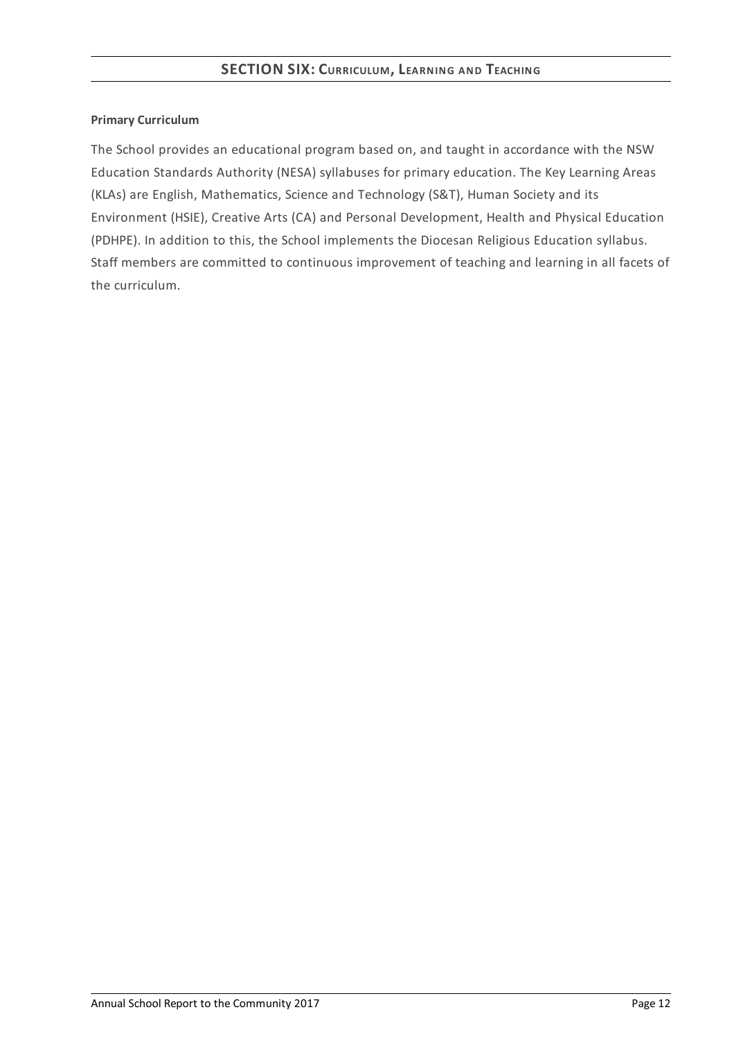## SECTION SIX: CURRICULUM, LEARNING AND TEACHING

**Primary Curriculum**

The School provides an educational program based on, and taught in accordance with the NSW Education Standards Authority (NESA) syllabuses for primary education. The Key Learning Areas (KLAs) are English, Mathematics, Science and Technology (S&T), Human Society and its Environment (HSIE), Creative Arts (CA) and Personal Development, Health and Physical Education (PDHPE). In addition to this, the School implements the Diocesan Religious Education syllabus. Staff members are committed to continuous improvement of teaching and learning in all facets of the curriculum.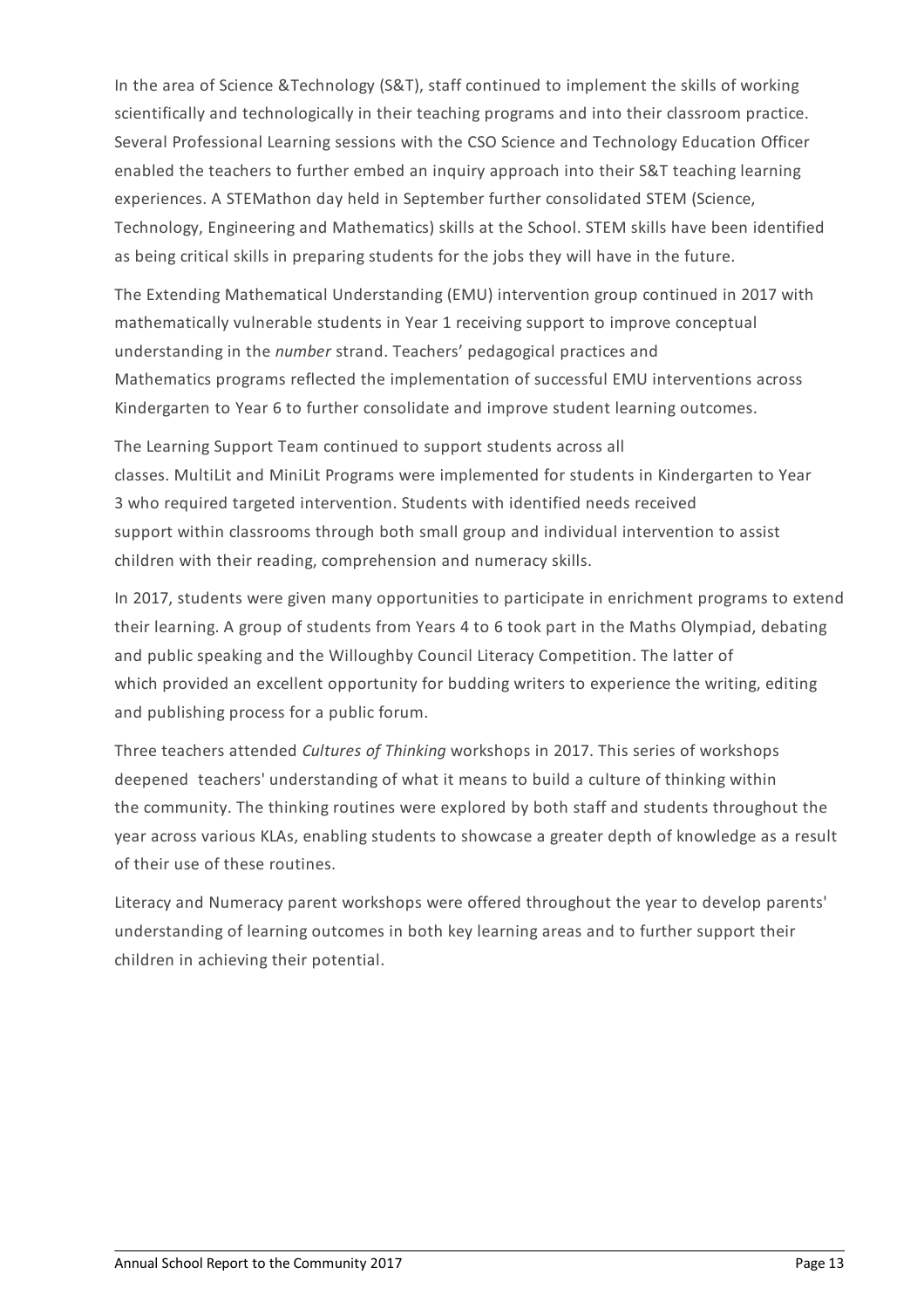In the area of Science &Technology (S&T), staff continued to implement the skills of working scientifically and technologically in their teaching programs and into their classroom practice. Several Professional Learning sessions with the CSO Science and Technology Education Officer enabled the teachers to further embed an inquiry approach into their S&T teaching learning experiences. A STEMathon day held in September further consolidated STEM (Science, Technology, Engineering and Mathematics) skills at the School. STEM skills have been identified as being critical skills in preparing students for the jobs they will have in the future.

The Extending Mathematical Understanding (EMU) intervention group continued in 2017 with mathematically vulnerable students in Year 1 receiving support to improve conceptual understanding in the *number* strand. Teachers' pedagogical practices and Mathematics programs reflected the implementation of successful EMU interventions across Kindergarten to Year 6 to further consolidate and improve student learning outcomes.

The Learning Support Team continued to support students across all classes. MultiLit and MiniLit Programs were implemented for students in Kindergarten to Year 3 who required targeted intervention. Students with identified needs received support within classrooms through both small group and individual intervention to assist children with their reading, comprehension and numeracy skills.

In 2017, students were given many opportunities to participate in enrichment programs to extend their learning. A group of students from Years 4 to 6 took part in the Maths Olympiad, debating and public speaking and the Willoughby Council Literacy Competition. The latter of which provided an excellent opportunity for budding writers to experience the writing, editing and publishing process for a public forum.

Three teachers attended *Cultures of Thinking* workshops in 2017. This series of workshops deepened teachers' understanding of what it means to build a culture of thinking within the community. The thinking routines were explored by both staff and students throughout the year across various KLAs, enabling students to showcase a greater depth of knowledge as a result of their use of these routines.

Literacy and Numeracy parent workshops were offered throughout the year to develop parents' understanding of learning outcomes in both key learning areas and to further support their children in achieving their potential.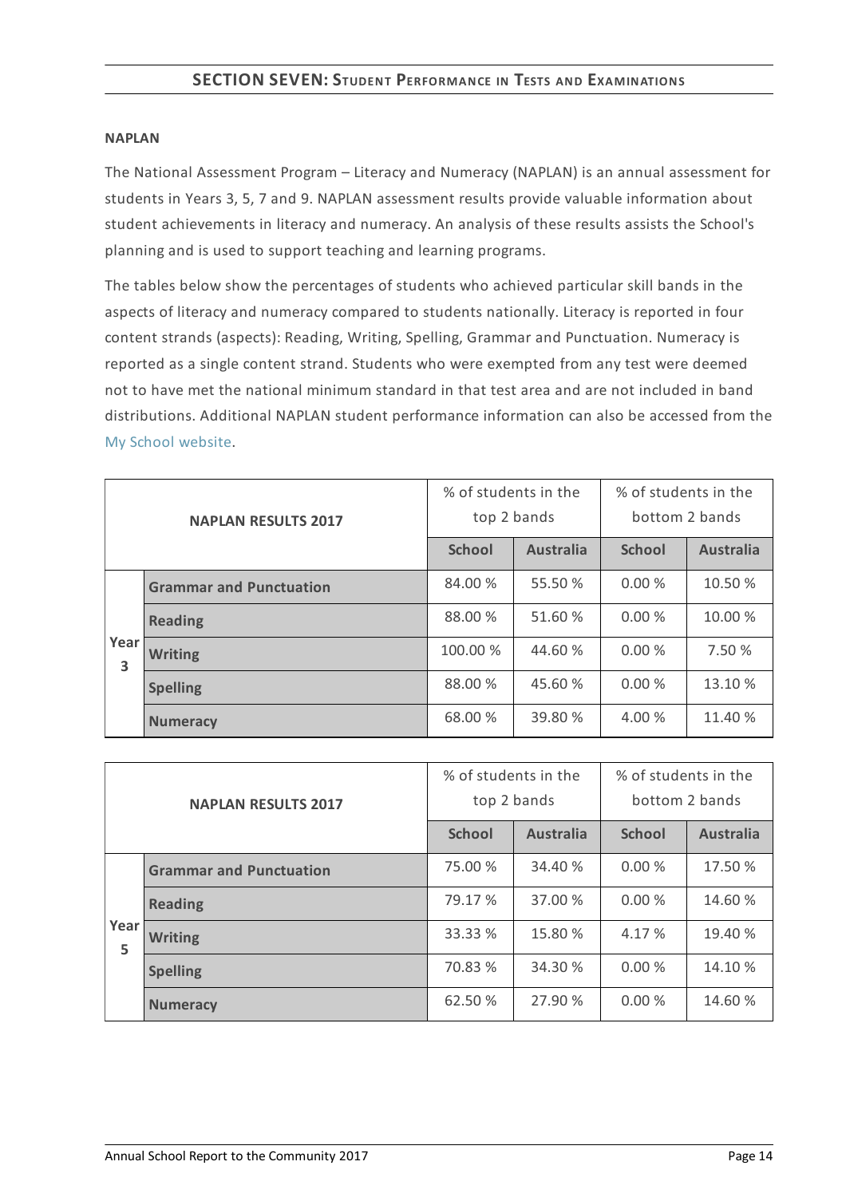## SECTION SEVEN: STUDENT PERFORMANCE IN TESTS AND EXAMINATIONS

### NAPLAN

The National Assessment Program – Literacy and Numeracy (NAPLAN) is an annual assessment for students in Years 3, 5, 7 and 9. NAPLAN assessment results provide valuable information about student achievements in literacy and numeracy. An analysis of these results assists the School's planning and is used to support teaching and learning programs.

The tables below show the percentages of students who achieved particular skill bands in the aspects of literacy and numeracy compared to students nationally. Literacy is reported in four content strands (aspects): Reading, Writing, Spelling, Grammar and Punctuation. Numeracy is reported as a single content strand. Students who were exempted from any test were deemed not to have met the national minimum standard in that test area and are not included in band distributions. Additional NAPLAN student performance information can also be accessed from the My School website.

| NAPLAN RESULTS 2017 | | % of students in the top 2 bands | | % of students in the bottom 2 bands | |
|---|---|---|---|---|---|
| | | **School** | **Australia** | **School** | **Australia** |
| Year 3 | **Grammar and Punctuation** | 84.00 % | 55.50 % | 0.00 % | 10.50 % |
| | **Reading** | 88.00 % | 51.60 % | 0.00 % | 10.00 % |
| | **Writing** | 100.00 % | 44.60 % | 0.00 % | 7.50 % |
| | **Spelling** | 88.00 % | 45.60 % | 0.00 % | 13.10 % |
| | **Numeracy** | 68.00 % | 39.80 % | 4.00 % | 11.40 % |

| NAPLAN RESULTS 2017 | | % of students in the top 2 bands | | % of students in the bottom 2 bands | |
|---|---|---|---|---|---|
| | | **School** | **Australia** | **School** | **Australia** |
| Year 5 | **Grammar and Punctuation** | 75.00 % | 34.40 % | 0.00 % | 17.50 % |
| | **Reading** | 79.17 % | 37.00 % | 0.00 % | 14.60 % |
| | **Writing** | 33.33 % | 15.80 % | 4.17 % | 19.40 % |
| | **Spelling** | 70.83 % | 34.30 % | 0.00 % | 14.10 % |
| | **Numeracy** | 62.50 % | 27.90 % | 0.00 % | 14.60 % |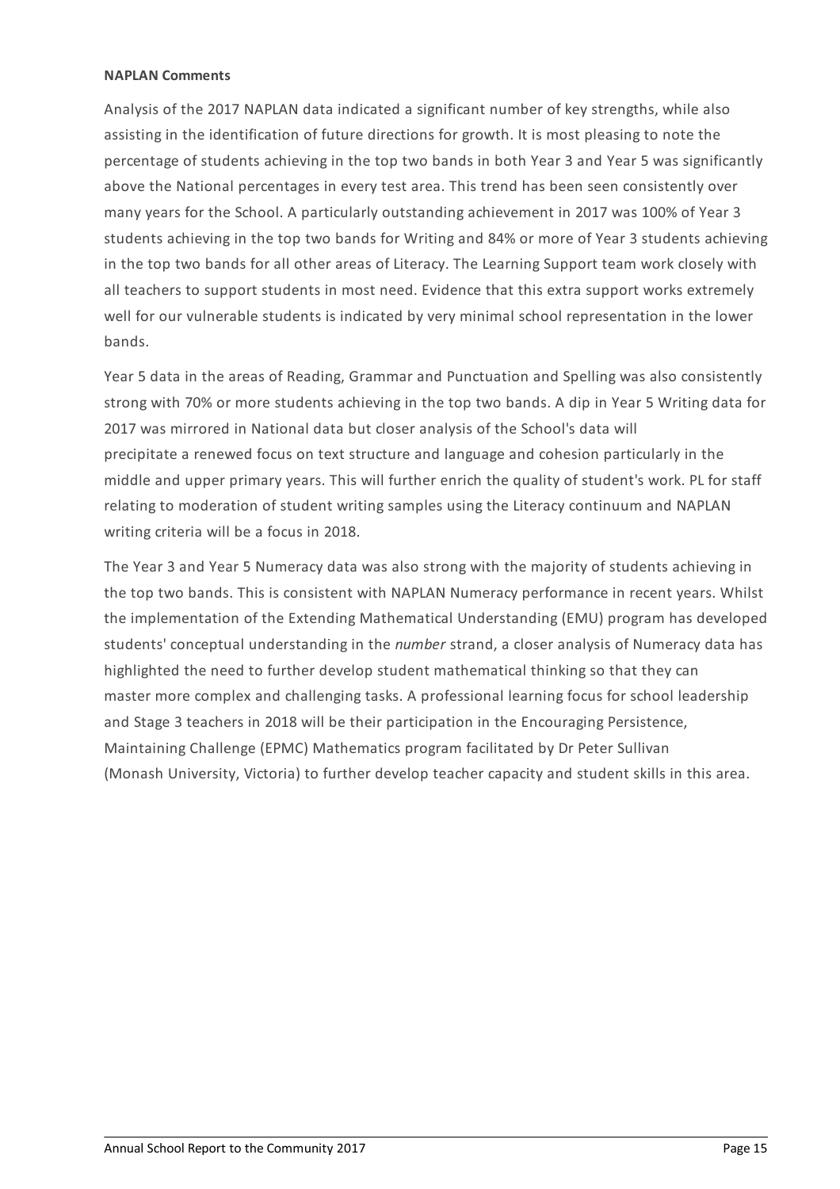**NAPLAN Comments**

Analysis of the 2017 NAPLAN data indicated a significant number of key strengths, while also assisting in the identification of future directions for growth. It is most pleasing to note the percentage of students achieving in the top two bands in both Year 3 and Year 5 was significantly above the National percentages in every test area. This trend has been seen consistently over many years for the School. A particularly outstanding achievement in 2017 was 100% of Year 3 students achieving in the top two bands for Writing and 84% or more of Year 3 students achieving in the top two bands for all other areas of Literacy. The Learning Support team work closely with all teachers to support students in most need. Evidence that this extra support works extremely well for our vulnerable students is indicated by very minimal school representation in the lower bands.

Year 5 data in the areas of Reading, Grammar and Punctuation and Spelling was also consistently strong with 70% or more students achieving in the top two bands. A dip in Year 5 Writing data for 2017 was mirrored in National data but closer analysis of the School's data will precipitate a renewed focus on text structure and language and cohesion particularly in the middle and upper primary years. This will further enrich the quality of student's work. PL for staff relating to moderation of student writing samples using the Literacy continuum and NAPLAN writing criteria will be a focus in 2018.

The Year 3 and Year 5 Numeracy data was also strong with the majority of students achieving in the top two bands. This is consistent with NAPLAN Numeracy performance in recent years. Whilst the implementation of the Extending Mathematical Understanding (EMU) program has developed students' conceptual understanding in the *number* strand, a closer analysis of Numeracy data has highlighted the need to further develop student mathematical thinking so that they can master more complex and challenging tasks. A professional learning focus for school leadership and Stage 3 teachers in 2018 will be their participation in the Encouraging Persistence, Maintaining Challenge (EPMC) Mathematics program facilitated by Dr Peter Sullivan (Monash University, Victoria) to further develop teacher capacity and student skills in this area.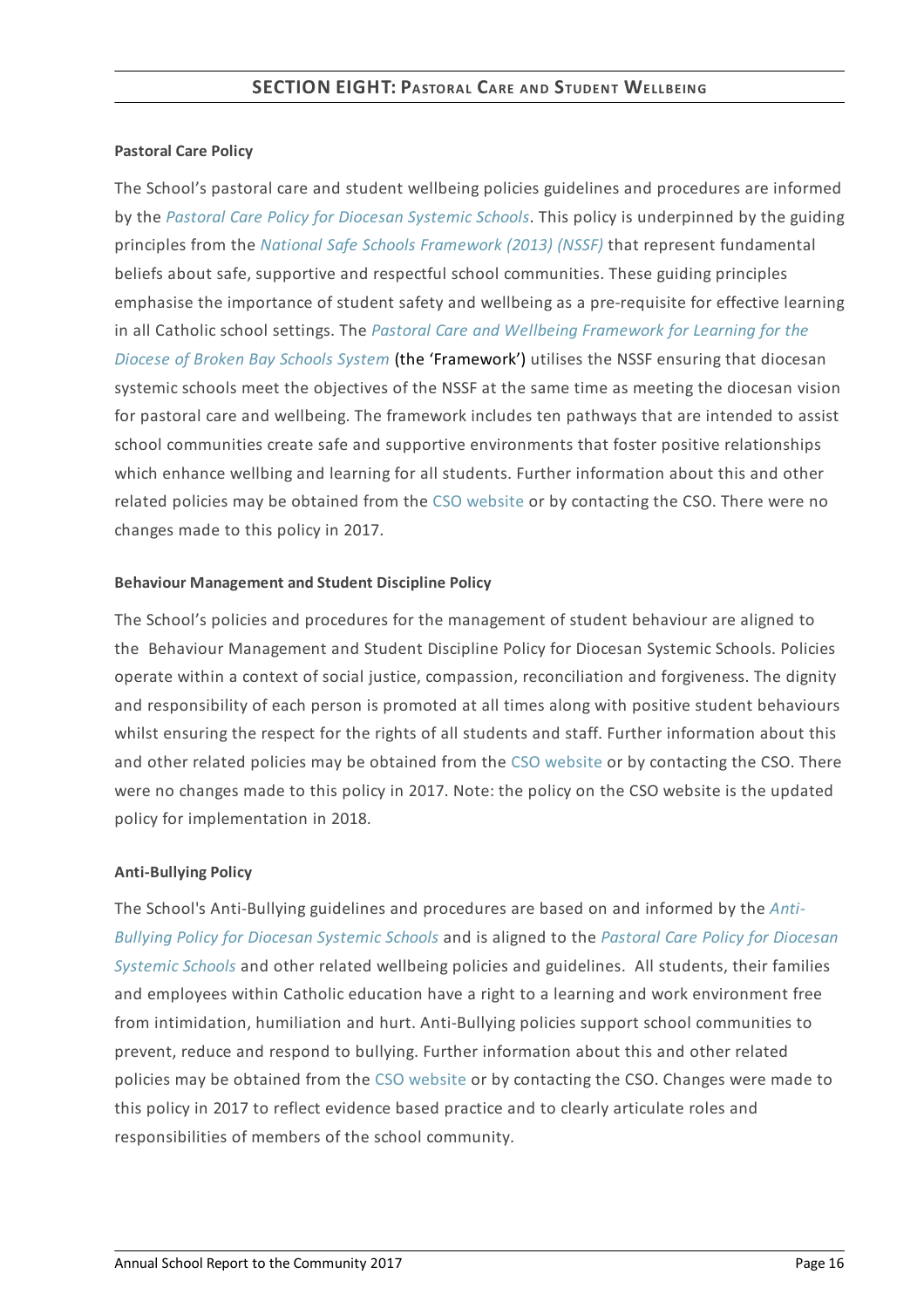## SECTION EIGHT: Pastoral Care and Student Wellbeing

**Pastoral Care Policy**

The School's pastoral care and student wellbeing policies guidelines and procedures are informed by the *Pastoral Care Policy for Diocesan Systemic Schools*. This policy is underpinned by the guiding principles from the *National Safe Schools Framework (2013) (NSSF)* that represent fundamental beliefs about safe, supportive and respectful school communities. These guiding principles emphasise the importance of student safety and wellbeing as a pre-requisite for effective learning in all Catholic school settings. The *Pastoral Care and Wellbeing Framework for Learning for the Diocese of Broken Bay Schools System* (the 'Framework') utilises the NSSF ensuring that diocesan systemic schools meet the objectives of the NSSF at the same time as meeting the diocesan vision for pastoral care and wellbeing. The framework includes ten pathways that are intended to assist school communities create safe and supportive environments that foster positive relationships which enhance wellbing and learning for all students. Further information about this and other related policies may be obtained from the CSO website or by contacting the CSO. There were no changes made to this policy in 2017.

**Behaviour Management and Student Discipline Policy**

The School's policies and procedures for the management of student behaviour are aligned to the Behaviour Management and Student Discipline Policy for Diocesan Systemic Schools. Policies operate within a context of social justice, compassion, reconciliation and forgiveness. The dignity and responsibility of each person is promoted at all times along with positive student behaviours whilst ensuring the respect for the rights of all students and staff. Further information about this and other related policies may be obtained from the CSO website or by contacting the CSO. There were no changes made to this policy in 2017. Note: the policy on the CSO website is the updated policy for implementation in 2018.

**Anti-Bullying Policy**

The School's Anti-Bullying guidelines and procedures are based on and informed by the *Anti-Bullying Policy for Diocesan Systemic Schools* and is aligned to the *Pastoral Care Policy for Diocesan Systemic Schools* and other related wellbeing policies and guidelines. All students, their families and employees within Catholic education have a right to a learning and work environment free from intimidation, humiliation and hurt. Anti-Bullying policies support school communities to prevent, reduce and respond to bullying. Further information about this and other related policies may be obtained from the CSO website or by contacting the CSO. Changes were made to this policy in 2017 to reflect evidence based practice and to clearly articulate roles and responsibilities of members of the school community.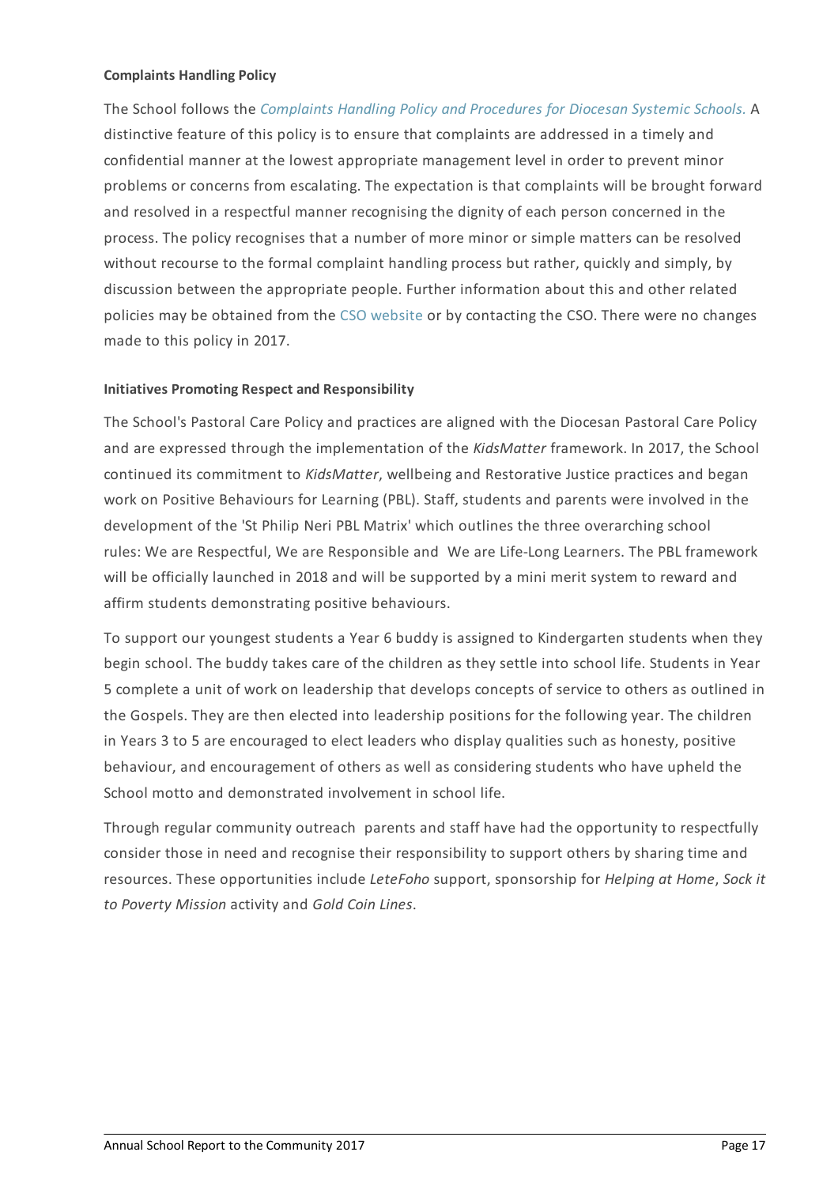**Complaints Handling Policy**

The School follows the *Complaints Handling Policy and Procedures for Diocesan Systemic Schools.* A distinctive feature of this policy is to ensure that complaints are addressed in a timely and confidential manner at the lowest appropriate management level in order to prevent minor problems or concerns from escalating. The expectation is that complaints will be brought forward and resolved in a respectful manner recognising the dignity of each person concerned in the process. The policy recognises that a number of more minor or simple matters can be resolved without recourse to the formal complaint handling process but rather, quickly and simply, by discussion between the appropriate people. Further information about this and other related policies may be obtained from the CSO website or by contacting the CSO. There were no changes made to this policy in 2017.

**Initiatives Promoting Respect and Responsibility**

The School's Pastoral Care Policy and practices are aligned with the Diocesan Pastoral Care Policy and are expressed through the implementation of the *KidsMatter* framework. In 2017, the School continued its commitment to *KidsMatter*, wellbeing and Restorative Justice practices and began work on Positive Behaviours for Learning (PBL). Staff, students and parents were involved in the development of the 'St Philip Neri PBL Matrix' which outlines the three overarching school rules: We are Respectful, We are Responsible and We are Life-Long Learners. The PBL framework will be officially launched in 2018 and will be supported by a mini merit system to reward and affirm students demonstrating positive behaviours.

To support our youngest students a Year 6 buddy is assigned to Kindergarten students when they begin school. The buddy takes care of the children as they settle into school life. Students in Year 5 complete a unit of work on leadership that develops concepts of service to others as outlined in the Gospels. They are then elected into leadership positions for the following year. The children in Years 3 to 5 are encouraged to elect leaders who display qualities such as honesty, positive behaviour, and encouragement of others as well as considering students who have upheld the School motto and demonstrated involvement in school life.

Through regular community outreach parents and staff have had the opportunity to respectfully consider those in need and recognise their responsibility to support others by sharing time and resources. These opportunities include *LeteFoho* support, sponsorship for *Helping at Home*, *Sock it to Poverty Mission* activity and *Gold Coin Lines*.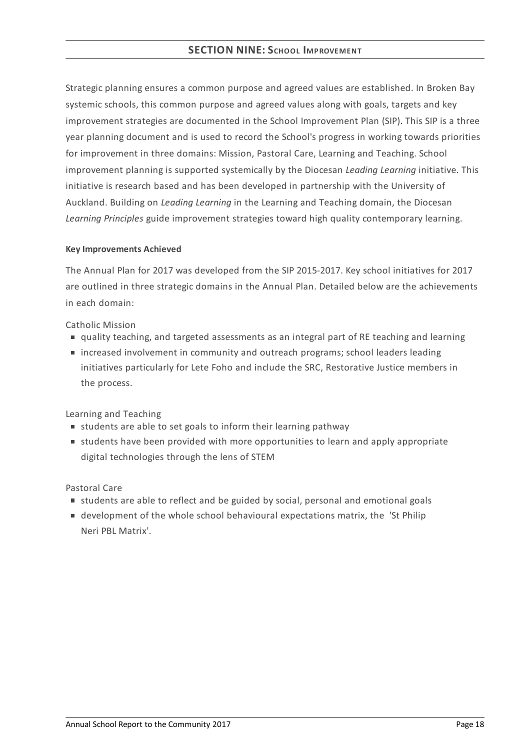## SECTION NINE: School Improvement

Strategic planning ensures a common purpose and agreed values are established. In Broken Bay systemic schools, this common purpose and agreed values along with goals, targets and key improvement strategies are documented in the School Improvement Plan (SIP). This SIP is a three year planning document and is used to record the School's progress in working towards priorities for improvement in three domains: Mission, Pastoral Care, Learning and Teaching. School improvement planning is supported systemically by the Diocesan *Leading Learning* initiative. This initiative is research based and has been developed in partnership with the University of Auckland. Building on *Leading Learning* in the Learning and Teaching domain, the Diocesan *Learning Principles* guide improvement strategies toward high quality contemporary learning.

**Key Improvements Achieved**

The Annual Plan for 2017 was developed from the SIP 2015-2017. Key school initiatives for 2017 are outlined in three strategic domains in the Annual Plan. Detailed below are the achievements in each domain:

Catholic Mission

- quality teaching, and targeted assessments as an integral part of RE teaching and learning
- increased involvement in community and outreach programs; school leaders leading initiatives particularly for Lete Foho and include the SRC, Restorative Justice members in the process.

Learning and Teaching

- students are able to set goals to inform their learning pathway
- students have been provided with more opportunities to learn and apply appropriate digital technologies through the lens of STEM

Pastoral Care

- students are able to reflect and be guided by social, personal and emotional goals
- development of the whole school behavioural expectations matrix, the 'St Philip Neri PBL Matrix'.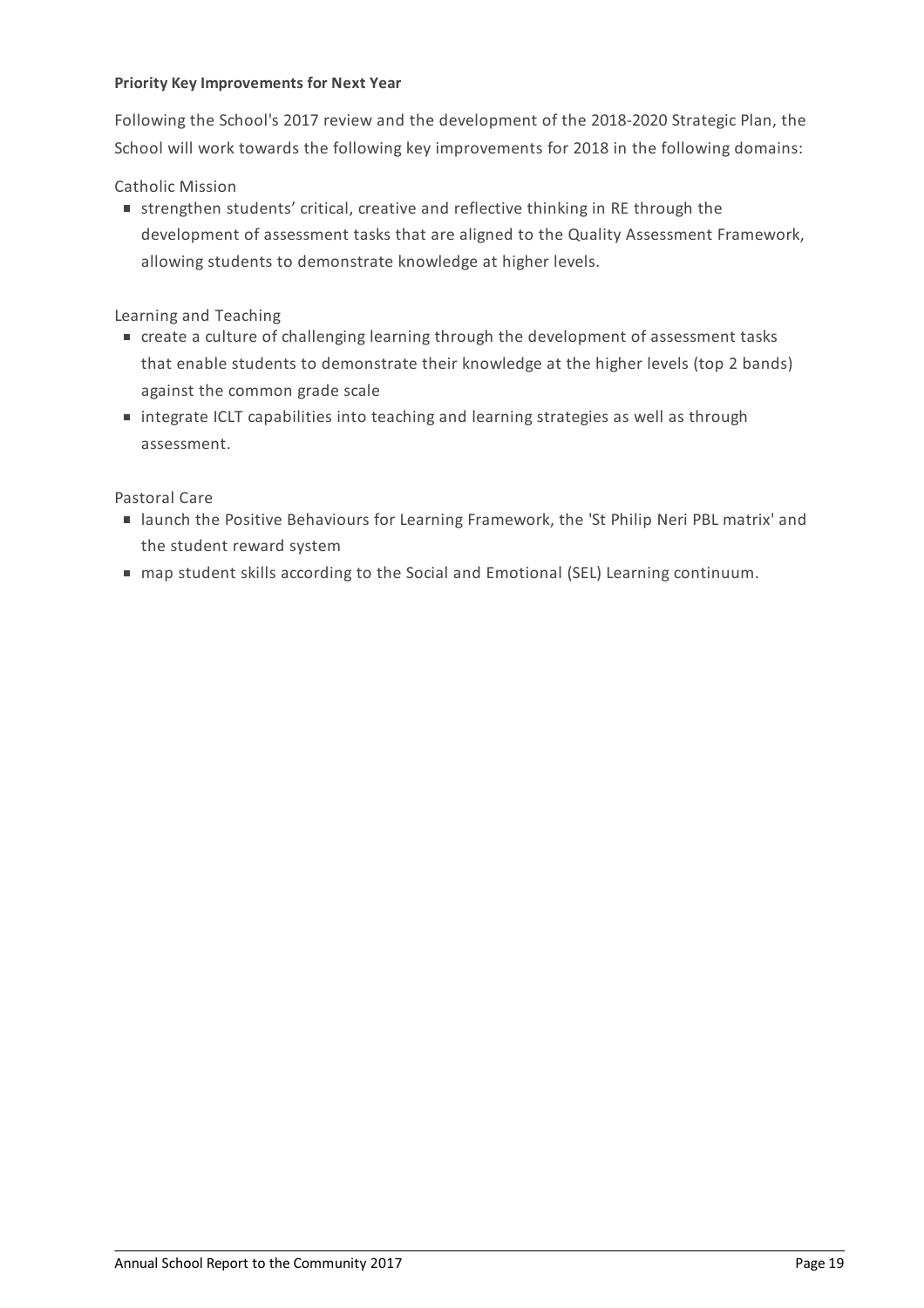**Priority Key Improvements for Next Year**

Following the School's 2017 review and the development of the 2018-2020 Strategic Plan, the School will work towards the following key improvements for 2018 in the following domains:

Catholic Mission

- strengthen students' critical, creative and reflective thinking in RE through the development of assessment tasks that are aligned to the Quality Assessment Framework, allowing students to demonstrate knowledge at higher levels.

Learning and Teaching

- create a culture of challenging learning through the development of assessment tasks that enable students to demonstrate their knowledge at the higher levels (top 2 bands) against the common grade scale
- integrate ICLT capabilities into teaching and learning strategies as well as through assessment.

Pastoral Care

- launch the Positive Behaviours for Learning Framework, the 'St Philip Neri PBL matrix' and the student reward system
- map student skills according to the Social and Emotional (SEL) Learning continuum.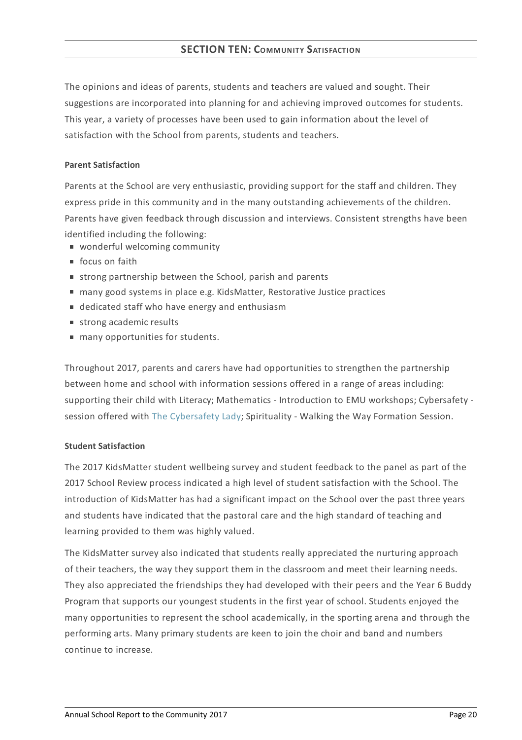## SECTION TEN: COMMUNITY SATISFACTION

The opinions and ideas of parents, students and teachers are valued and sought. Their suggestions are incorporated into planning for and achieving improved outcomes for students. This year, a variety of processes have been used to gain information about the level of satisfaction with the School from parents, students and teachers.

**Parent Satisfaction**

Parents at the School are very enthusiastic, providing support for the staff and children. They express pride in this community and in the many outstanding achievements of the children. Parents have given feedback through discussion and interviews. Consistent strengths have been identified including the following:

- wonderful welcoming community
- focus on faith
- strong partnership between the School, parish and parents
- many good systems in place e.g. KidsMatter, Restorative Justice practices
- dedicated staff who have energy and enthusiasm
- strong academic results
- many opportunities for students.

Throughout 2017, parents and carers have had opportunities to strengthen the partnership between home and school with information sessions offered in a range of areas including: supporting their child with Literacy; Mathematics - Introduction to EMU workshops; Cybersafety - session offered with The Cybersafety Lady; Spirituality - Walking the Way Formation Session.

**Student Satisfaction**

The 2017 KidsMatter student wellbeing survey and student feedback to the panel as part of the 2017 School Review process indicated a high level of student satisfaction with the School. The introduction of KidsMatter has had a significant impact on the School over the past three years and students have indicated that the pastoral care and the high standard of teaching and learning provided to them was highly valued.

The KidsMatter survey also indicated that students really appreciated the nurturing approach of their teachers, the way they support them in the classroom and meet their learning needs. They also appreciated the friendships they had developed with their peers and the Year 6 Buddy Program that supports our youngest students in the first year of school. Students enjoyed the many opportunities to represent the school academically, in the sporting arena and through the performing arts. Many primary students are keen to join the choir and band and numbers continue to increase.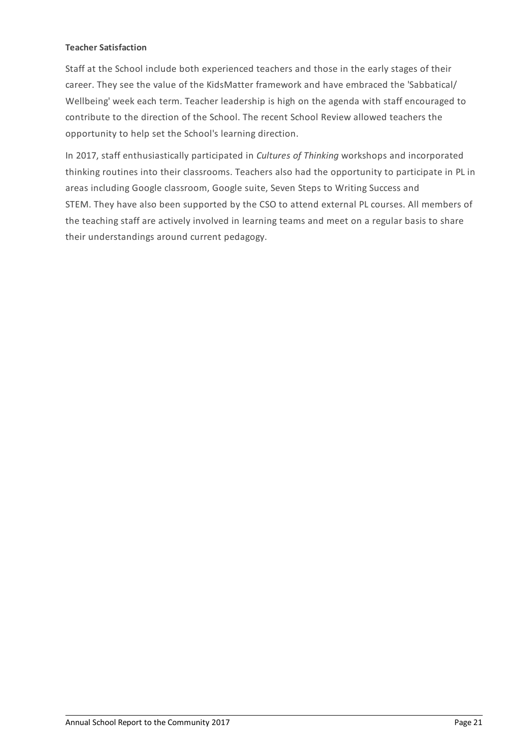**Teacher Satisfaction**

Staff at the School include both experienced teachers and those in the early stages of their career. They see the value of the KidsMatter framework and have embraced the 'Sabbatical/ Wellbeing' week each term. Teacher leadership is high on the agenda with staff encouraged to contribute to the direction of the School. The recent School Review allowed teachers the opportunity to help set the School's learning direction.

In 2017, staff enthusiastically participated in *Cultures of Thinking* workshops and incorporated thinking routines into their classrooms. Teachers also had the opportunity to participate in PL in areas including Google classroom, Google suite, Seven Steps to Writing Success and STEM. They have also been supported by the CSO to attend external PL courses. All members of the teaching staff are actively involved in learning teams and meet on a regular basis to share their understandings around current pedagogy.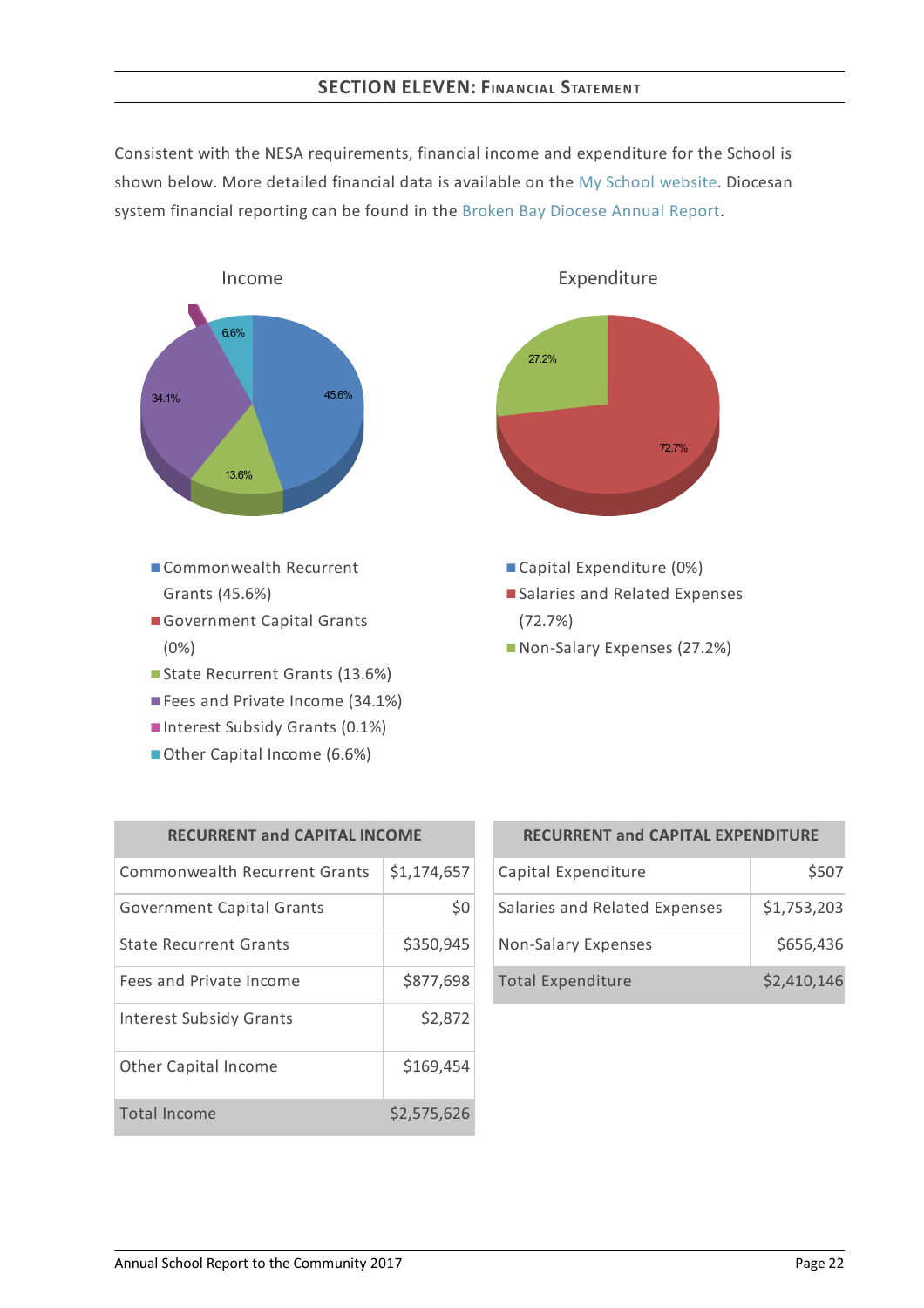## SECTION ELEVEN: FINANCIAL STATEMENT

Consistent with the NESA requirements, financial income and expenditure for the School is shown below. More detailed financial data is available on the My School website. Diocesan system financial reporting can be found in the Broken Bay Diocese Annual Report.

Income

6.6%
34.1%
45.6%
13.6%

- Commonwealth Recurrent Grants (45.6%)
- Government Capital Grants (0%)
- State Recurrent Grants (13.6%)
- Fees and Private Income (34.1%)
- Interest Subsidy Grants (0.1%)
- Other Capital Income (6.6%)

Expenditure

27.2%
72.7%

- Capital Expenditure (0%)
- Salaries and Related Expenses (72.7%)
- Non-Salary Expenses (27.2%)

| RECURRENT and CAPITAL INCOME | |
|---|---|
| Commonwealth Recurrent Grants | $1,174,657 |
| Government Capital Grants | $0 |
| State Recurrent Grants | $350,945 |
| Fees and Private Income | $877,698 |
| Interest Subsidy Grants | $2,872 |
| Other Capital Income | $169,454 |
| Total Income | $2,575,626 |

| RECURRENT and CAPITAL EXPENDITURE | |
|---|---|
| Capital Expenditure | $507 |
| Salaries and Related Expenses | $1,753,203 |
| Non-Salary Expenses | $656,436 |
| Total Expenditure | $2,410,146 |